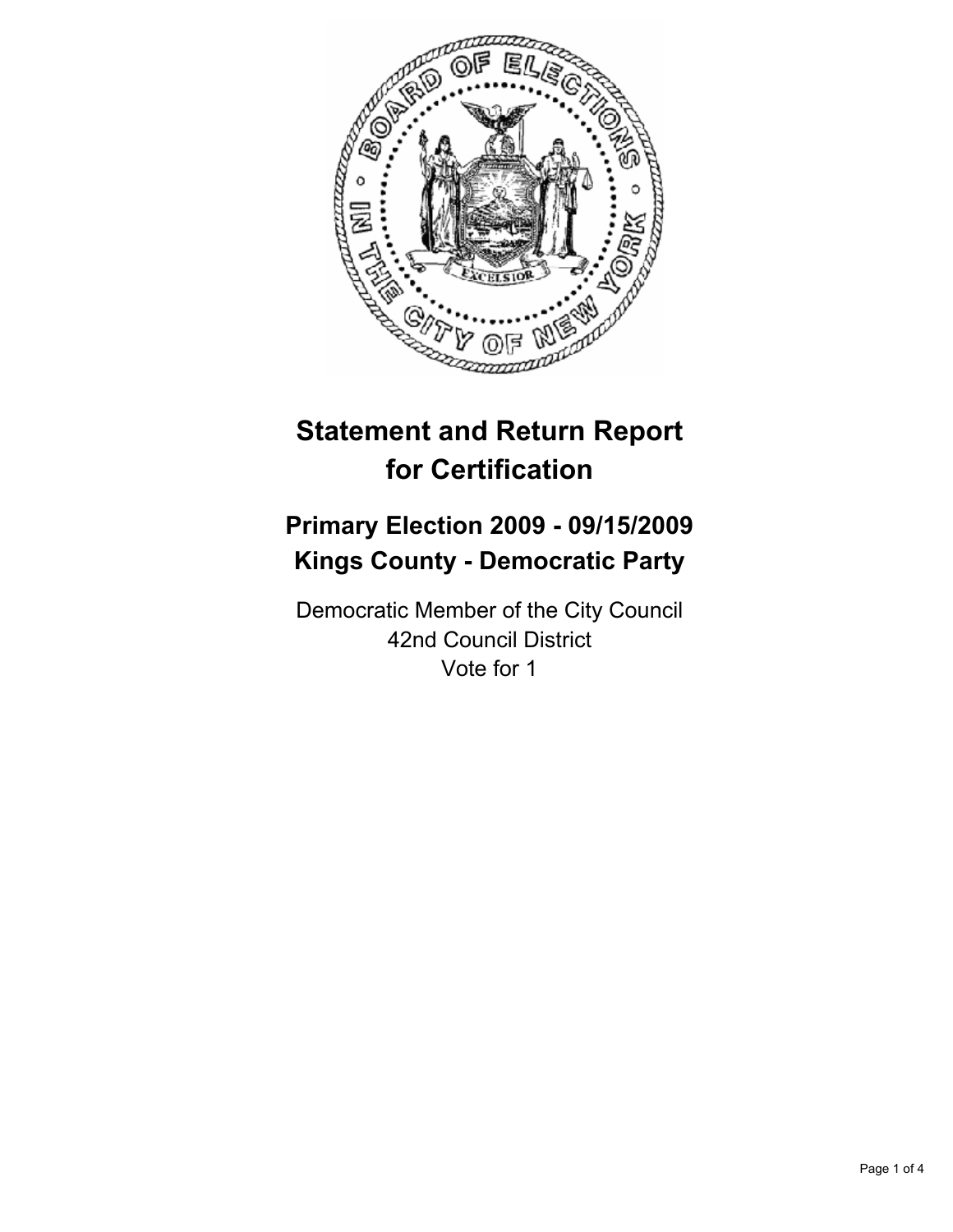# Statement and Return Report for Certification

## Primary Election 2009 - 09/15/2009
## Kings County - Democratic Party

Democratic Member of the City Council
42nd Council District
Vote for 1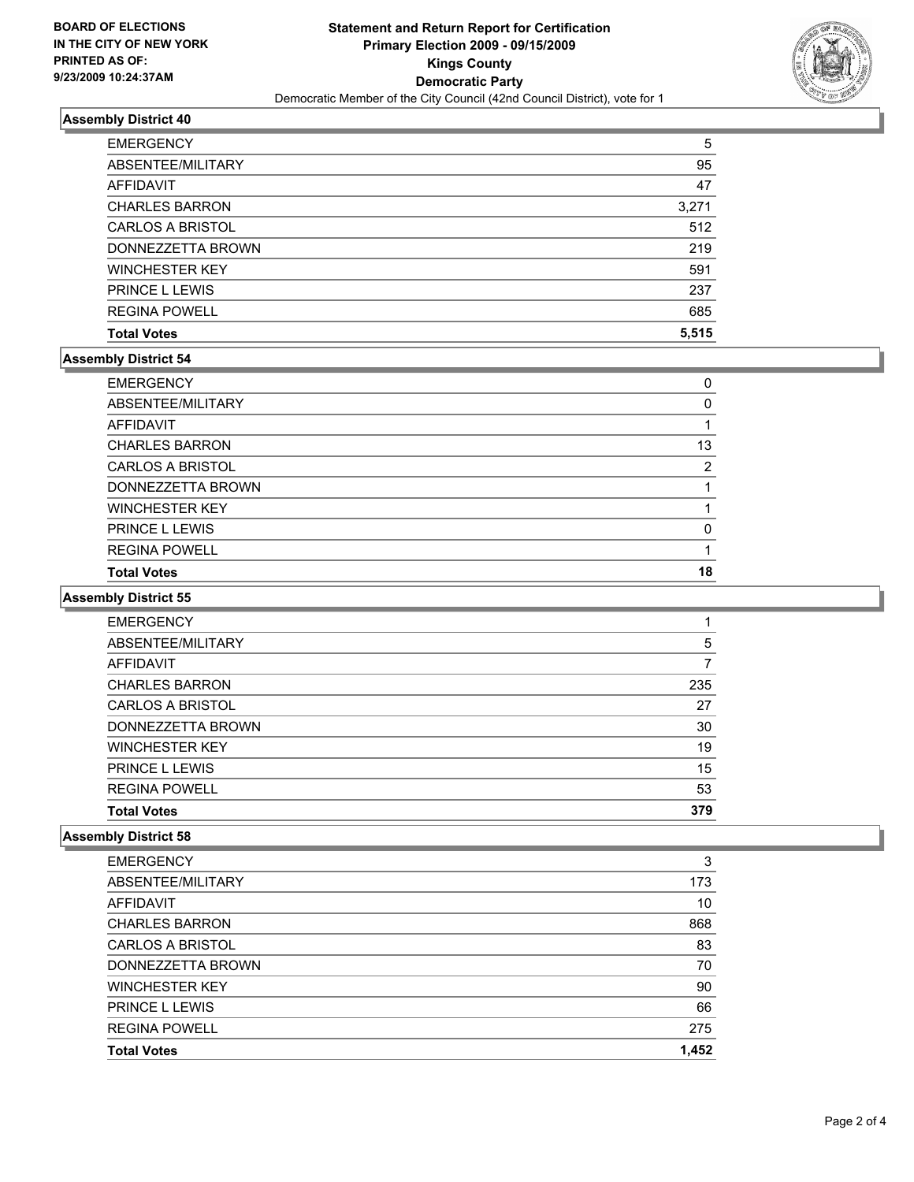**BOARD OF ELECTIONS IN THE CITY OF NEW YORK PRINTED AS OF: 9/23/2009 10:24:37AM**

# Statement and Return Report for Certification
## Primary Election 2009 - 09/15/2009
## Kings County
## Democratic Party
Democratic Member of the City Council (42nd Council District), vote for 1

### Assembly District 40

| | |
|---|---|
| EMERGENCY | 5 |
| ABSENTEE/MILITARY | 95 |
| AFFIDAVIT | 47 |
| CHARLES BARRON | 3,271 |
| CARLOS A BRISTOL | 512 |
| DONNEZZETTA BROWN | 219 |
| WINCHESTER KEY | 591 |
| PRINCE L LEWIS | 237 |
| REGINA POWELL | 685 |
| **Total Votes** | **5,515** |

### Assembly District 54

| | |
|---|---|
| EMERGENCY | 0 |
| ABSENTEE/MILITARY | 0 |
| AFFIDAVIT | 1 |
| CHARLES BARRON | 13 |
| CARLOS A BRISTOL | 2 |
| DONNEZZETTA BROWN | 1 |
| WINCHESTER KEY | 1 |
| PRINCE L LEWIS | 0 |
| REGINA POWELL | 1 |
| **Total Votes** | **18** |

### Assembly District 55

| | |
|---|---|
| EMERGENCY | 1 |
| ABSENTEE/MILITARY | 5 |
| AFFIDAVIT | 7 |
| CHARLES BARRON | 235 |
| CARLOS A BRISTOL | 27 |
| DONNEZZETTA BROWN | 30 |
| WINCHESTER KEY | 19 |
| PRINCE L LEWIS | 15 |
| REGINA POWELL | 53 |
| **Total Votes** | **379** |

### Assembly District 58

| | |
|---|---|
| EMERGENCY | 3 |
| ABSENTEE/MILITARY | 173 |
| AFFIDAVIT | 10 |
| CHARLES BARRON | 868 |
| CARLOS A BRISTOL | 83 |
| DONNEZZETTA BROWN | 70 |
| WINCHESTER KEY | 90 |
| PRINCE L LEWIS | 66 |
| REGINA POWELL | 275 |
| **Total Votes** | **1,452** |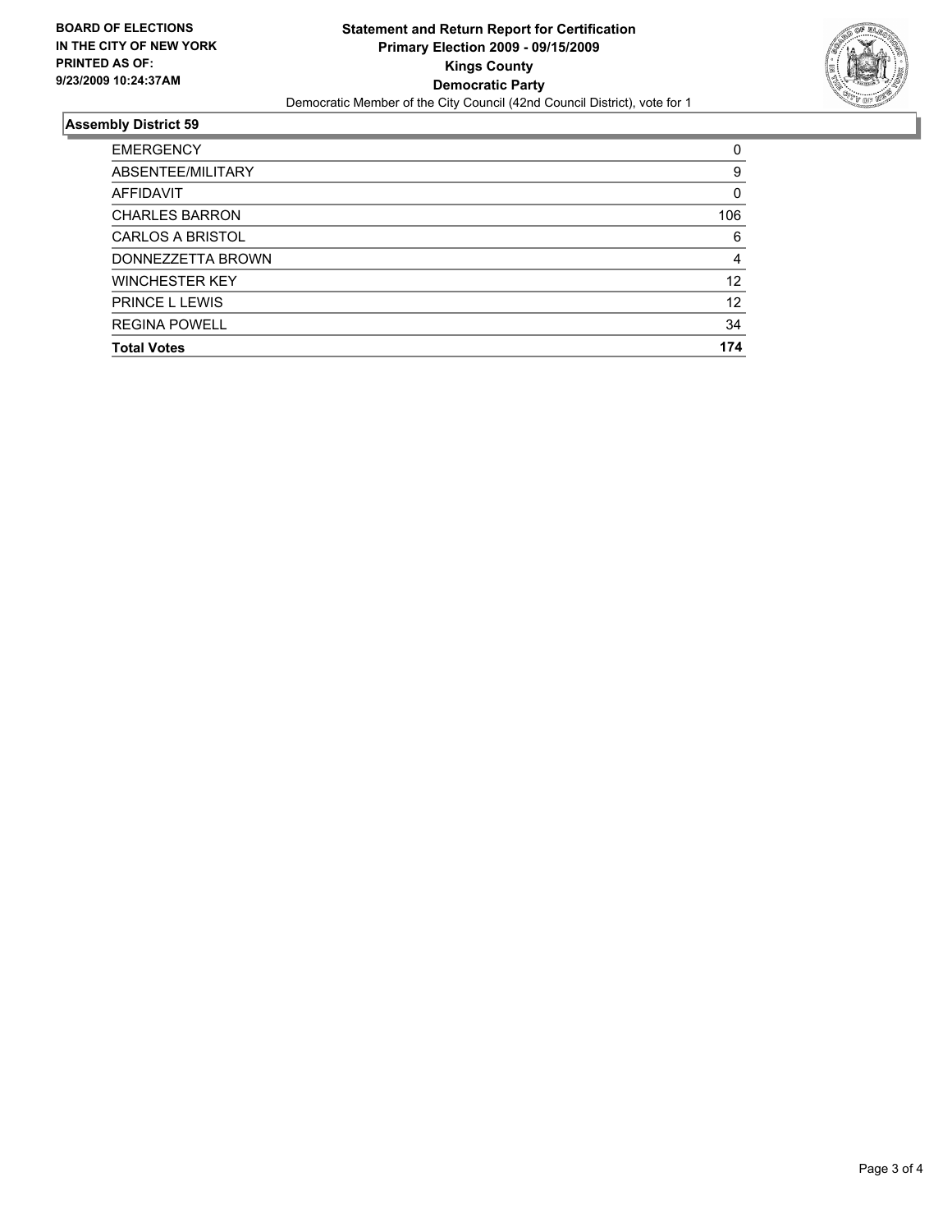**BOARD OF ELECTIONS IN THE CITY OF NEW YORK PRINTED AS OF: 9/23/2009 10:24:37AM**

**Statement and Return Report for Certification**
**Primary Election 2009 - 09/15/2009**
**Kings County**
**Democratic Party**
Democratic Member of the City Council (42nd Council District), vote for 1

## Assembly District 59

| | |
|---|---|
| EMERGENCY | 0 |
| ABSENTEE/MILITARY | 9 |
| AFFIDAVIT | 0 |
| CHARLES BARRON | 106 |
| CARLOS A BRISTOL | 6 |
| DONNEZZETTA BROWN | 4 |
| WINCHESTER KEY | 12 |
| PRINCE L LEWIS | 12 |
| REGINA POWELL | 34 |
| **Total Votes** | **174** |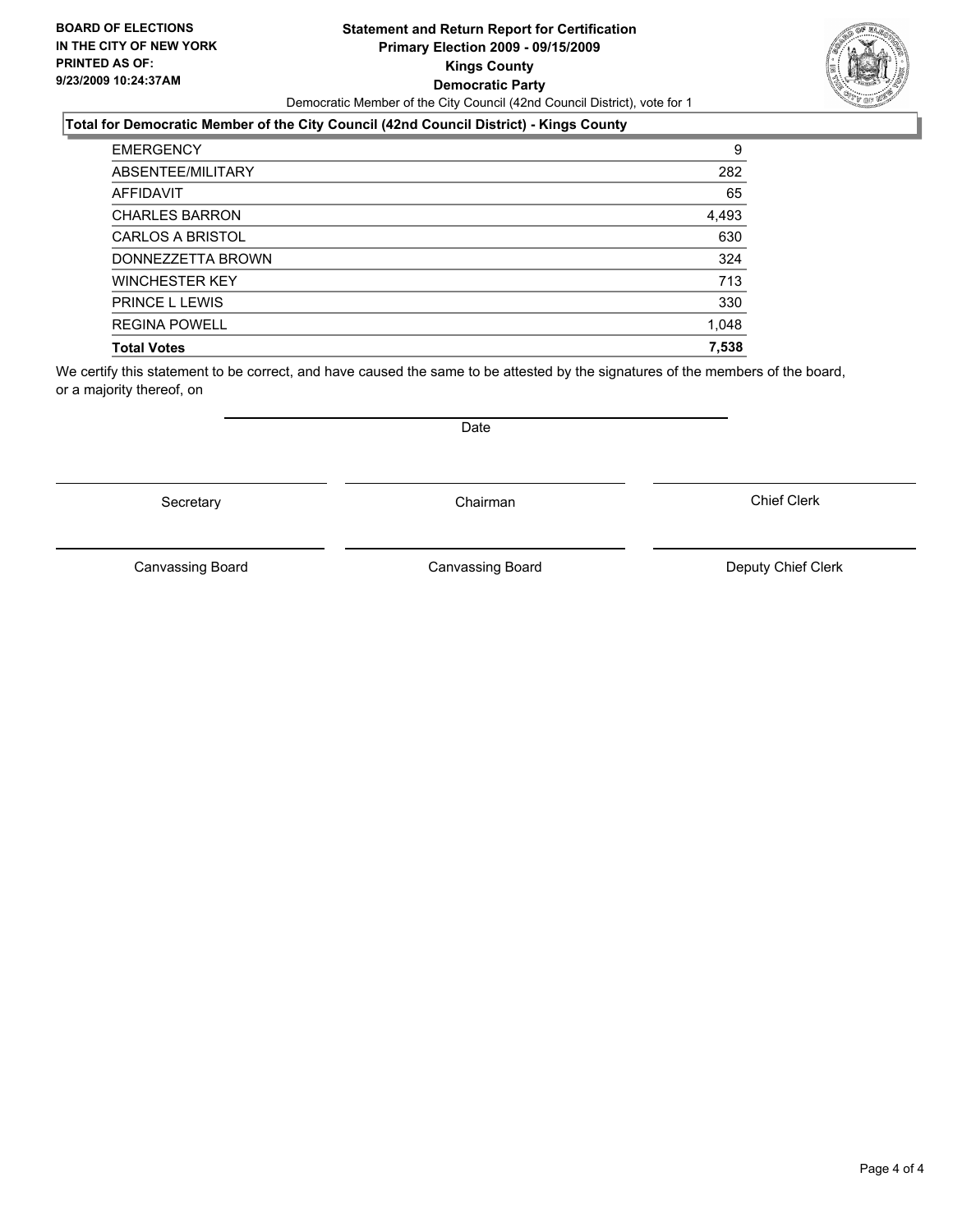**BOARD OF ELECTIONS IN THE CITY OF NEW YORK PRINTED AS OF: 9/23/2009 10:24:37AM**

**Statement and Return Report for Certification**
**Primary Election 2009 - 09/15/2009**
**Kings County**
**Democratic Party**
Democratic Member of the City Council (42nd Council District), vote for 1

### Total for Democratic Member of the City Council (42nd Council District) - Kings County

| | |
|---|---|
| EMERGENCY | 9 |
| ABSENTEE/MILITARY | 282 |
| AFFIDAVIT | 65 |
| CHARLES BARRON | 4,493 |
| CARLOS A BRISTOL | 630 |
| DONNEZZETTA BROWN | 324 |
| WINCHESTER KEY | 713 |
| PRINCE L LEWIS | 330 |
| REGINA POWELL | 1,048 |
| **Total Votes** | **7,538** |

We certify this statement to be correct, and have caused the same to be attested by the signatures of the members of the board, or a majority thereof, on

Date

Secretary

Chairman

Chief Clerk

Canvassing Board

Canvassing Board

Deputy Chief Clerk